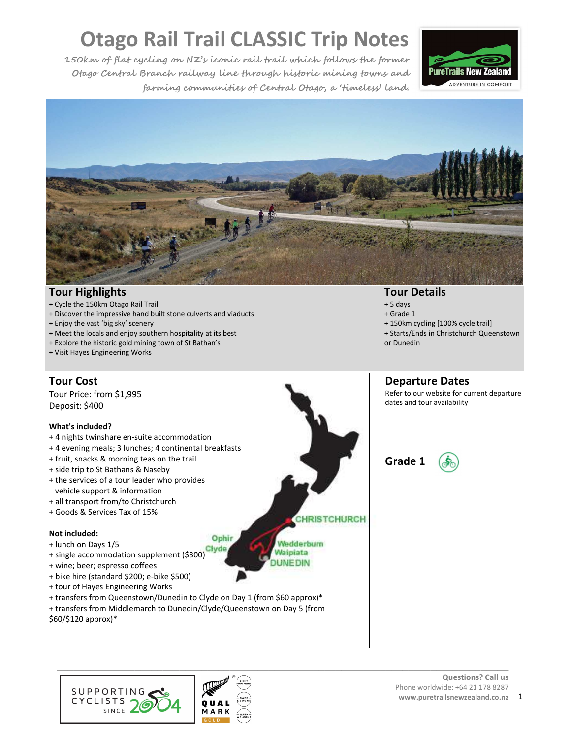# Otago Rail Trail CLASSIC Trip Notes

*150km of flat cycling on NZ's iconic rail trail which follows the former Otago Central Branch railway line through historic mining towns and farming communities of Central Otago, a 'timeless' land.*

## Tour Highlights

+ Cycle the 150km Otago Rail Trail
+ Discover the impressive hand built stone culverts and viaducts
+ Enjoy the vast 'big sky' scenery
+ Meet the locals and enjoy southern hospitality at its best
+ Explore the historic gold mining town of St Bathan's
+ Visit Hayes Engineering Works

## Tour Details

+ 5 days
+ Grade 1
+ 150km cycling [100% cycle trail]
+ Starts/Ends in Christchurch Queenstown or Dunedin

## Tour Cost

Tour Price: from $1,995
Deposit: $400

**What's included?**

+ 4 nights twinshare en-suite accommodation
+ 4 evening meals; 3 lunches; 4 continental breakfasts
+ fruit, snacks & morning teas on the trail
+ side trip to St Bathans & Naseby
+ the services of a tour leader who provides vehicle support & information
+ all transport from/to Christchurch
+ Goods & Services Tax of 15%

**Not included:**

+ lunch on Days 1/5
+ single accommodation supplement ($300)
+ wine; beer; espresso coffees
+ bike hire (standard $200; e-bike $500)
+ tour of Hayes Engineering Works
+ transfers from Queenstown/Dunedin to Clyde on Day 1 (from $60 approx)*
+ transfers from Middlemarch to Dunedin/Clyde/Queenstown on Day 5 (from $60/$120 approx)*

## Departure Dates

Refer to our website for current departure dates and tour availability

**Grade 1**

Questions? Call us
Phone worldwide: +64 21 178 8287
www.puretrailsnewzealand.co.nz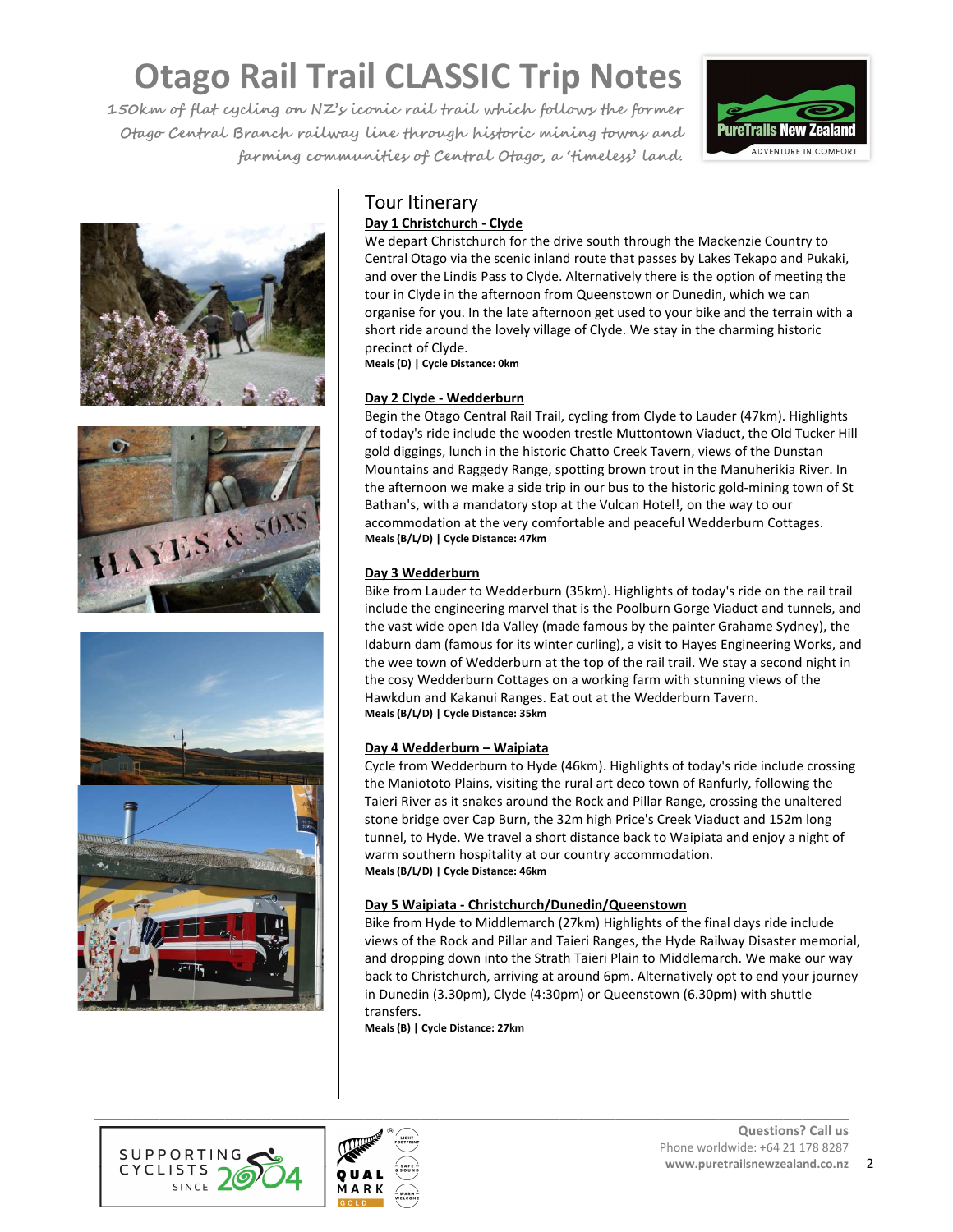# Otago Rail Trail CLASSIC Trip Notes

*150km of flat cycling on NZ's iconic rail trail which follows the former Otago Central Branch railway line through historic mining towns and farming communities of Central Otago, a 'timeless' land.*

## Tour Itinerary

**Day 1 Christchurch - Clyde**

We depart Christchurch for the drive south through the Mackenzie Country to Central Otago via the scenic inland route that passes by Lakes Tekapo and Pukaki, and over the Lindis Pass to Clyde. Alternatively there is the option of meeting the tour in Clyde in the afternoon from Queenstown or Dunedin, which we can organise for you. In the late afternoon get used to your bike and the terrain with a short ride around the lovely village of Clyde. We stay in the charming historic precinct of Clyde.

**Meals (D) | Cycle Distance: 0km**

**Day 2 Clyde - Wedderburn**

Begin the Otago Central Rail Trail, cycling from Clyde to Lauder (47km). Highlights of today's ride include the wooden trestle Muttontown Viaduct, the Old Tucker Hill gold diggings, lunch in the historic Chatto Creek Tavern, views of the Dunstan Mountains and Raggedy Range, spotting brown trout in the Manuherikia River. In the afternoon we make a side trip in our bus to the historic gold-mining town of St Bathan's, with a mandatory stop at the Vulcan Hotel!, on the way to our accommodation at the very comfortable and peaceful Wedderburn Cottages.

**Meals (B/L/D) | Cycle Distance: 47km**

**Day 3 Wedderburn**

Bike from Lauder to Wedderburn (35km). Highlights of today's ride on the rail trail include the engineering marvel that is the Poolburn Gorge Viaduct and tunnels, and the vast wide open Ida Valley (made famous by the painter Grahame Sydney), the Idaburn dam (famous for its winter curling), a visit to Hayes Engineering Works, and the wee town of Wedderburn at the top of the rail trail. We stay a second night in the cosy Wedderburn Cottages on a working farm with stunning views of the Hawkdun and Kakanui Ranges. Eat out at the Wedderburn Tavern.

**Meals (B/L/D) | Cycle Distance: 35km**

**Day 4 Wedderburn – Waipiata**

Cycle from Wedderburn to Hyde (46km). Highlights of today's ride include crossing the Maniototo Plains, visiting the rural art deco town of Ranfurly, following the Taieri River as it snakes around the Rock and Pillar Range, crossing the unaltered stone bridge over Cap Burn, the 32m high Price's Creek Viaduct and 152m long tunnel, to Hyde. We travel a short distance back to Waipiata and enjoy a night of warm southern hospitality at our country accommodation.

**Meals (B/L/D) | Cycle Distance: 46km**

**Day 5 Waipiata - Christchurch/Dunedin/Queenstown**

Bike from Hyde to Middlemarch (27km) Highlights of the final days ride include views of the Rock and Pillar and Taieri Ranges, the Hyde Railway Disaster memorial, and dropping down into the Strath Taieri Plain to Middlemarch. We make our way back to Christchurch, arriving at around 6pm. Alternatively opt to end your journey in Dunedin (3.30pm), Clyde (4:30pm) or Queenstown (6.30pm) with shuttle transfers.

**Meals (B) | Cycle Distance: 27km**

**Questions? Call us**
Phone worldwide: +64 21 178 8287
**www.puretrailsnewzealand.co.nz**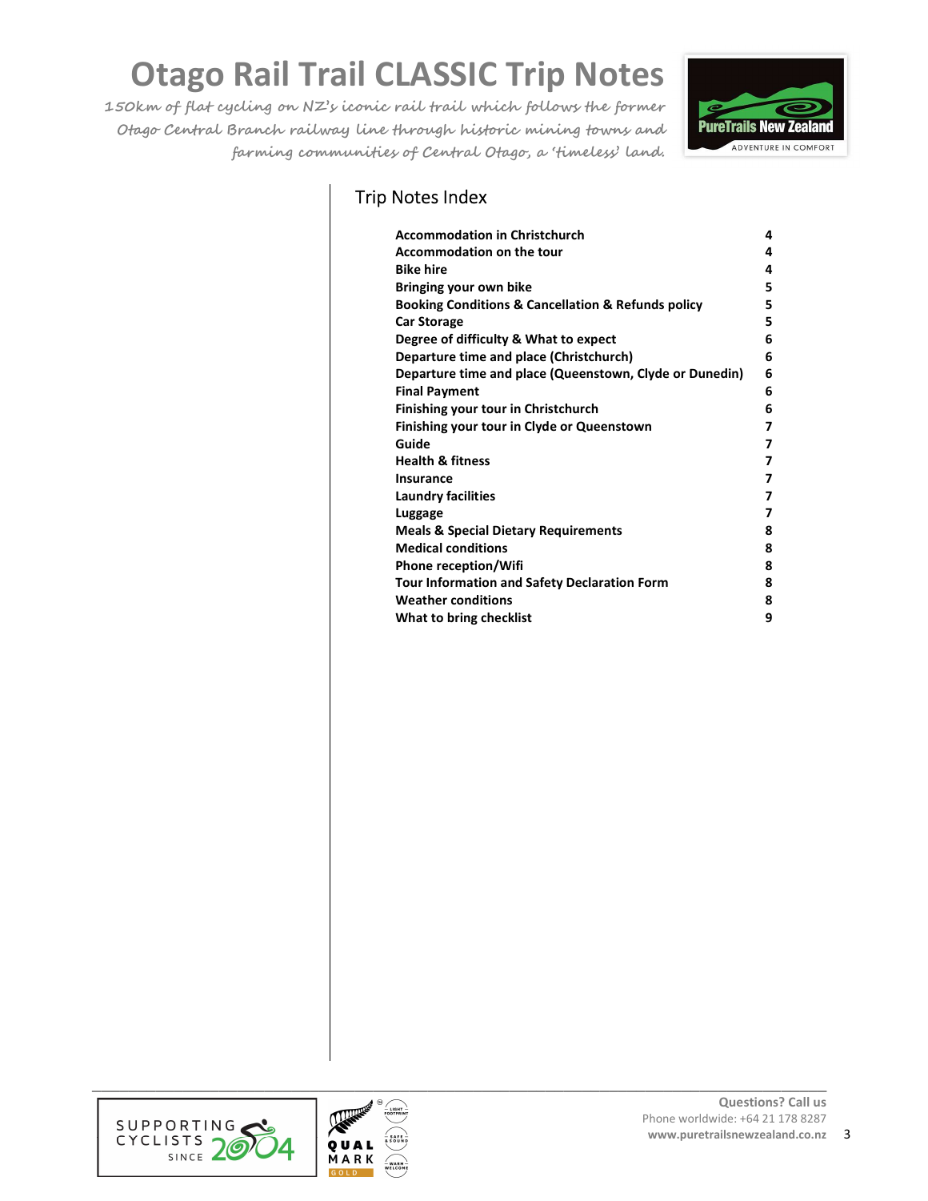# Otago Rail Trail CLASSIC Trip Notes

*150km of flat cycling on NZ's iconic rail trail which follows the former Otago Central Branch railway line through historic mining towns and farming communities of Central Otago, a 'timeless' land.*

## Trip Notes Index

| | |
|---|---|
| **Accommodation in Christchurch** | **4** |
| **Accommodation on the tour** | **4** |
| **Bike hire** | **4** |
| **Bringing your own bike** | **5** |
| **Booking Conditions & Cancellation & Refunds policy** | **5** |
| **Car Storage** | **5** |
| **Degree of difficulty & What to expect** | **6** |
| **Departure time and place (Christchurch)** | **6** |
| **Departure time and place (Queenstown, Clyde or Dunedin)** | **6** |
| **Final Payment** | **6** |
| **Finishing your tour in Christchurch** | **6** |
| **Finishing your tour in Clyde or Queenstown** | **7** |
| **Guide** | **7** |
| **Health & fitness** | **7** |
| **Insurance** | **7** |
| **Laundry facilities** | **7** |
| **Luggage** | **7** |
| **Meals & Special Dietary Requirements** | **8** |
| **Medical conditions** | **8** |
| **Phone reception/Wifi** | **8** |
| **Tour Information and Safety Declaration Form** | **8** |
| **Weather conditions** | **8** |
| **What to bring checklist** | **9** |

**Questions? Call us**
Phone worldwide: +64 21 178 8287
**www.puretrailsnewzealand.co.nz**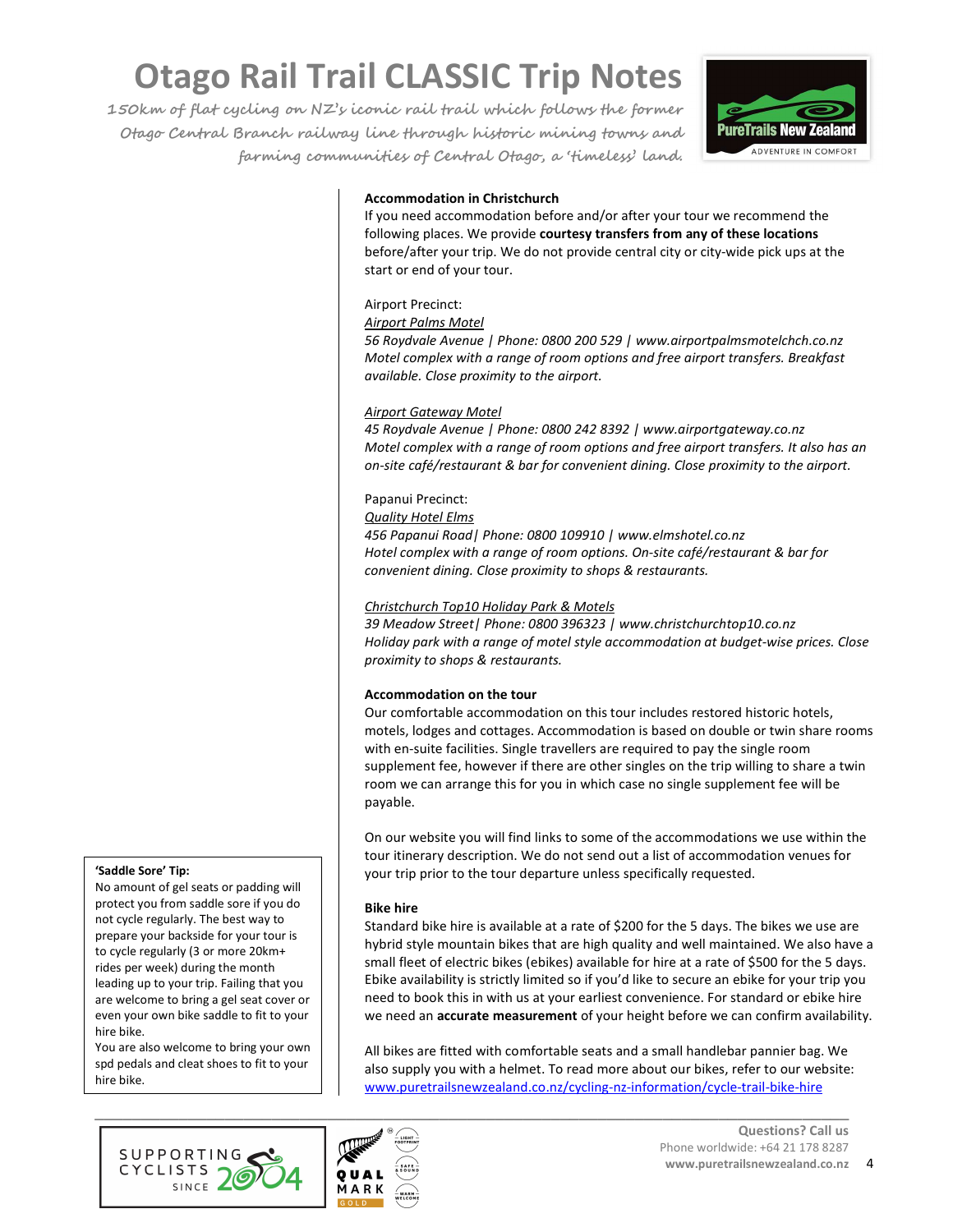# Otago Rail Trail CLASSIC Trip Notes

*150km of flat cycling on NZ's iconic rail trail which follows the former Otago Central Branch railway line through historic mining towns and farming communities of Central Otago, a 'timeless' land.*

**Accommodation in Christchurch**

If you need accommodation before and/or after your tour we recommend the following places. We provide **courtesy transfers from any of these locations** before/after your trip. We do not provide central city or city-wide pick ups at the start or end of your tour.

Airport Precinct:

Airport Palms Motel
*56 Roydvale Avenue | Phone: 0800 200 529 | www.airportpalmsmotelchch.co.nz*
*Motel complex with a range of room options and free airport transfers. Breakfast available. Close proximity to the airport.*

Airport Gateway Motel
*45 Roydvale Avenue | Phone: 0800 242 8392 | www.airportgateway.co.nz*
*Motel complex with a range of room options and free airport transfers. It also has an on-site café/restaurant & bar for convenient dining. Close proximity to the airport.*

Papanui Precinct:

Quality Hotel Elms
*456 Papanui Road| Phone: 0800 109910 | www.elmshotel.co.nz*
*Hotel complex with a range of room options. On-site café/restaurant & bar for convenient dining. Close proximity to shops & restaurants.*

Christchurch Top10 Holiday Park & Motels
*39 Meadow Street| Phone: 0800 396323 | www.christchurchtop10.co.nz*
*Holiday park with a range of motel style accommodation at budget-wise prices. Close proximity to shops & restaurants.*

**Accommodation on the tour**

Our comfortable accommodation on this tour includes restored historic hotels, motels, lodges and cottages. Accommodation is based on double or twin share rooms with en-suite facilities. Single travellers are required to pay the single room supplement fee, however if there are other singles on the trip willing to share a twin room we can arrange this for you in which case no single supplement fee will be payable.

On our website you will find links to some of the accommodations we use within the tour itinerary description. We do not send out a list of accommodation venues for your trip prior to the tour departure unless specifically requested.

**Bike hire**

Standard bike hire is available at a rate of $200 for the 5 days. The bikes we use are hybrid style mountain bikes that are high quality and well maintained. We also have a small fleet of electric bikes (ebikes) available for hire at a rate of $500 for the 5 days. Ebike availability is strictly limited so if you'd like to secure an ebike for your trip you need to book this in with us at your earliest convenience. For standard or ebike hire we need an **accurate measurement** of your height before we can confirm availability.

All bikes are fitted with comfortable seats and a small handlebar pannier bag. We also supply you with a helmet. To read more about our bikes, refer to our website: www.puretrailsnewzealand.co.nz/cycling-nz-information/cycle-trail-bike-hire

**'Saddle Sore' Tip:**
No amount of gel seats or padding will protect you from saddle sore if you do not cycle regularly. The best way to prepare your backside for your tour is to cycle regularly (3 or more 20km+ rides per week) during the month leading up to your trip. Failing that you are welcome to bring a gel seat cover or even your own bike saddle to fit to your hire bike.
You are also welcome to bring your own spd pedals and cleat shoes to fit to your hire bike.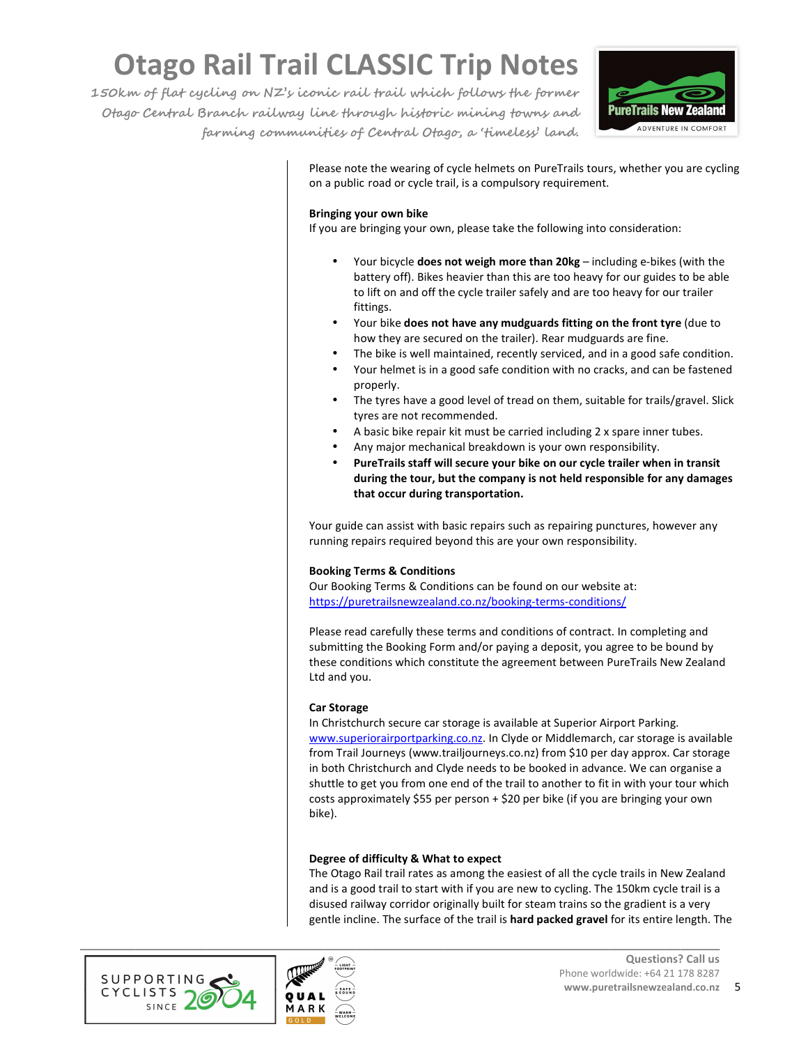Please note the wearing of cycle helmets on PureTrails tours, whether you are cycling on a public road or cycle trail, is a compulsory requirement.

**Bringing your own bike**

If you are bringing your own, please take the following into consideration:

- Your bicycle **does not weigh more than 20kg** – including e-bikes (with the battery off). Bikes heavier than this are too heavy for our guides to be able to lift on and off the cycle trailer safely and are too heavy for our trailer fittings.
- Your bike **does not have any mudguards fitting on the front tyre** (due to how they are secured on the trailer). Rear mudguards are fine.
- The bike is well maintained, recently serviced, and in a good safe condition.
- Your helmet is in a good safe condition with no cracks, and can be fastened properly.
- The tyres have a good level of tread on them, suitable for trails/gravel. Slick tyres are not recommended.
- A basic bike repair kit must be carried including 2 x spare inner tubes.
- Any major mechanical breakdown is your own responsibility.
- **PureTrails staff will secure your bike on our cycle trailer when in transit during the tour, but the company is not held responsible for any damages that occur during transportation.**

Your guide can assist with basic repairs such as repairing punctures, however any running repairs required beyond this are your own responsibility.

**Booking Terms & Conditions**

Our Booking Terms & Conditions can be found on our website at: https://puretrailsnewzealand.co.nz/booking-terms-conditions/

Please read carefully these terms and conditions of contract. In completing and submitting the Booking Form and/or paying a deposit, you agree to be bound by these conditions which constitute the agreement between PureTrails New Zealand Ltd and you.

**Car Storage**

In Christchurch secure car storage is available at Superior Airport Parking. www.superiorairportparking.co.nz. In Clyde or Middlemarch, car storage is available from Trail Journeys (www.trailjourneys.co.nz) from $10 per day approx. Car storage in both Christchurch and Clyde needs to be booked in advance. We can organise a shuttle to get you from one end of the trail to another to fit in with your tour which costs approximately $55 per person + $20 per bike (if you are bringing your own bike).

**Degree of difficulty & What to expect**

The Otago Rail trail rates as among the easiest of all the cycle trails in New Zealand and is a good trail to start with if you are new to cycling. The 150km cycle trail is a disused railway corridor originally built for steam trains so the gradient is a very gentle incline. The surface of the trail is **hard packed gravel** for its entire length. The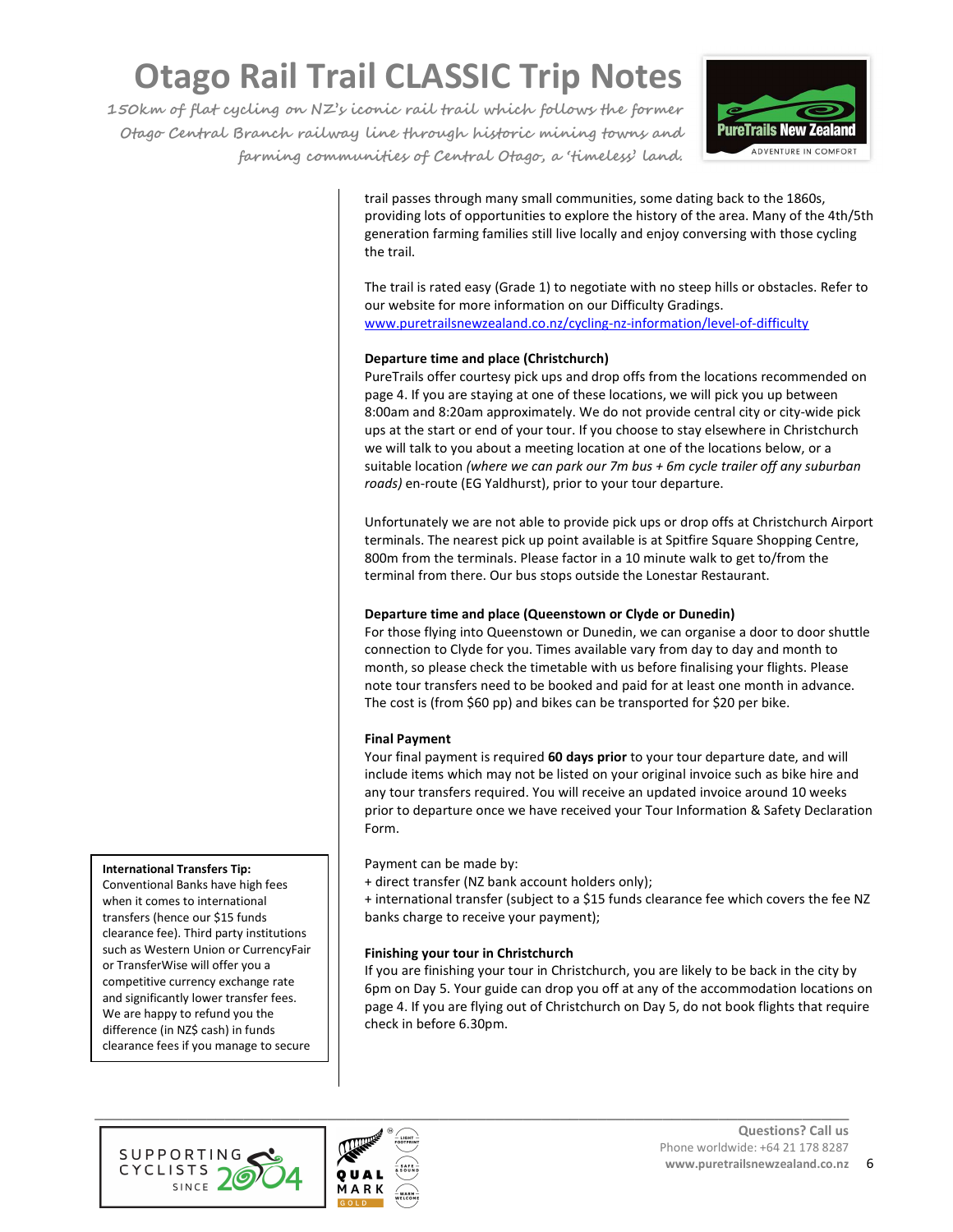trail passes through many small communities, some dating back to the 1860s, providing lots of opportunities to explore the history of the area. Many of the 4th/5th generation farming families still live locally and enjoy conversing with those cycling the trail.

The trail is rated easy (Grade 1) to negotiate with no steep hills or obstacles. Refer to our website for more information on our Difficulty Gradings. [www.puretrailsnewzealand.co.nz/cycling-nz-information/level-of-difficulty](www.puretrailsnewzealand.co.nz/cycling-nz-information/level-of-difficulty)

**Departure time and place (Christchurch)**

PureTrails offer courtesy pick ups and drop offs from the locations recommended on page 4. If you are staying at one of these locations, we will pick you up between 8:00am and 8:20am approximately. We do not provide central city or city-wide pick ups at the start or end of your tour. If you choose to stay elsewhere in Christchurch we will talk to you about a meeting location at one of the locations below, or a suitable location *(where we can park our 7m bus + 6m cycle trailer off any suburban roads)* en-route (EG Yaldhurst), prior to your tour departure.

Unfortunately we are not able to provide pick ups or drop offs at Christchurch Airport terminals. The nearest pick up point available is at Spitfire Square Shopping Centre, 800m from the terminals. Please factor in a 10 minute walk to get to/from the terminal from there. Our bus stops outside the Lonestar Restaurant.

**Departure time and place (Queenstown or Clyde or Dunedin)**

For those flying into Queenstown or Dunedin, we can organise a door to door shuttle connection to Clyde for you. Times available vary from day to day and month to month, so please check the timetable with us before finalising your flights. Please note tour transfers need to be booked and paid for at least one month in advance. The cost is (from $60 pp) and bikes can be transported for $20 per bike.

**Final Payment**

Your final payment is required **60 days prior** to your tour departure date, and will include items which may not be listed on your original invoice such as bike hire and any tour transfers required. You will receive an updated invoice around 10 weeks prior to departure once we have received your Tour Information & Safety Declaration Form.

Payment can be made by:

+ direct transfer (NZ bank account holders only);

+ international transfer (subject to a $15 funds clearance fee which covers the fee NZ banks charge to receive your payment);

**Finishing your tour in Christchurch**

If you are finishing your tour in Christchurch, you are likely to be back in the city by 6pm on Day 5. Your guide can drop you off at any of the accommodation locations on page 4. If you are flying out of Christchurch on Day 5, do not book flights that require check in before 6.30pm.

**International Transfers Tip:**
Conventional Banks have high fees when it comes to international transfers (hence our $15 funds clearance fee). Third party institutions such as Western Union or CurrencyFair or TransferWise will offer you a competitive currency exchange rate and significantly lower transfer fees. We are happy to refund you the difference (in NZ$ cash) in funds clearance fees if you manage to secure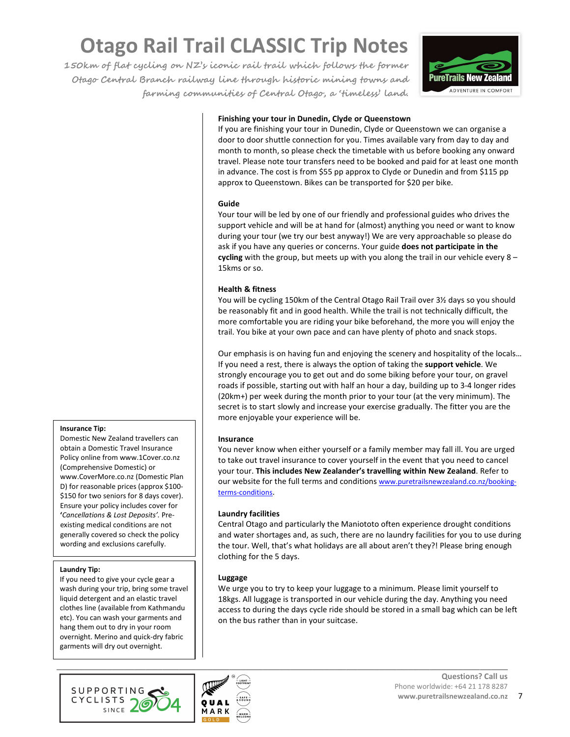# Otago Rail Trail CLASSIC Trip Notes

*150km of flat cycling on NZ's iconic rail trail which follows the former Otago Central Branch railway line through historic mining towns and farming communities of Central Otago, a 'timeless' land.*

**Finishing your tour in Dunedin, Clyde or Queenstown**
If you are finishing your tour in Dunedin, Clyde or Queenstown we can organise a door to door shuttle connection for you. Times available vary from day to day and month to month, so please check the timetable with us before booking any onward travel. Please note tour transfers need to be booked and paid for at least one month in advance. The cost is from $55 pp approx to Clyde or Dunedin and from $115 pp approx to Queenstown. Bikes can be transported for $20 per bike.

**Guide**
Your tour will be led by one of our friendly and professional guides who drives the support vehicle and will be at hand for (almost) anything you need or want to know during your tour (we try our best anyway!) We are very approachable so please do ask if you have any queries or concerns. Your guide **does not participate in the cycling** with the group, but meets up with you along the trail in our vehicle every 8 – 15kms or so.

**Health & fitness**
You will be cycling 150km of the Central Otago Rail Trail over 3½ days so you should be reasonably fit and in good health. While the trail is not technically difficult, the more comfortable you are riding your bike beforehand, the more you will enjoy the trail. You bike at your own pace and can have plenty of photo and snack stops.

Our emphasis is on having fun and enjoying the scenery and hospitality of the locals… If you need a rest, there is always the option of taking the **support vehicle**. We strongly encourage you to get out and do some biking before your tour, on gravel roads if possible, starting out with half an hour a day, building up to 3-4 longer rides (20km+) per week during the month prior to your tour (at the very minimum). The secret is to start slowly and increase your exercise gradually. The fitter you are the more enjoyable your experience will be.

**Insurance**
You never know when either yourself or a family member may fall ill. You are urged to take out travel insurance to cover yourself in the event that you need to cancel your tour. **This includes New Zealander's travelling within New Zealand**. Refer to our website for the full terms and conditions www.puretrailsnewzealand.co.nz/booking-terms-conditions.

**Insurance Tip:**
Domestic New Zealand travellers can obtain a Domestic Travel Insurance Policy online from www.1Cover.co.nz (Comprehensive Domestic) or www.CoverMore.co.nz (Domestic Plan D) for reasonable prices (approx $100-$150 for two seniors for 8 days cover). Ensure your policy includes cover for '*Cancellations & Lost Deposits'*. Pre-existing medical conditions are not generally covered so check the policy wording and exclusions carefully.

**Laundry facilities**
Central Otago and particularly the Maniototo often experience drought conditions and water shortages and, as such, there are no laundry facilities for you to use during the tour. Well, that's what holidays are all about aren't they?! Please bring enough clothing for the 5 days.

**Laundry Tip:**
If you need to give your cycle gear a wash during your trip, bring some travel liquid detergent and an elastic travel clothes line (available from Kathmandu etc). You can wash your garments and hang them out to dry in your room overnight. Merino and quick-dry fabric garments will dry out overnight.

**Luggage**
We urge you to try to keep your luggage to a minimum. Please limit yourself to 18kgs. All luggage is transported in our vehicle during the day. Anything you need access to during the days cycle ride should be stored in a small bag which can be left on the bus rather than in your suitcase.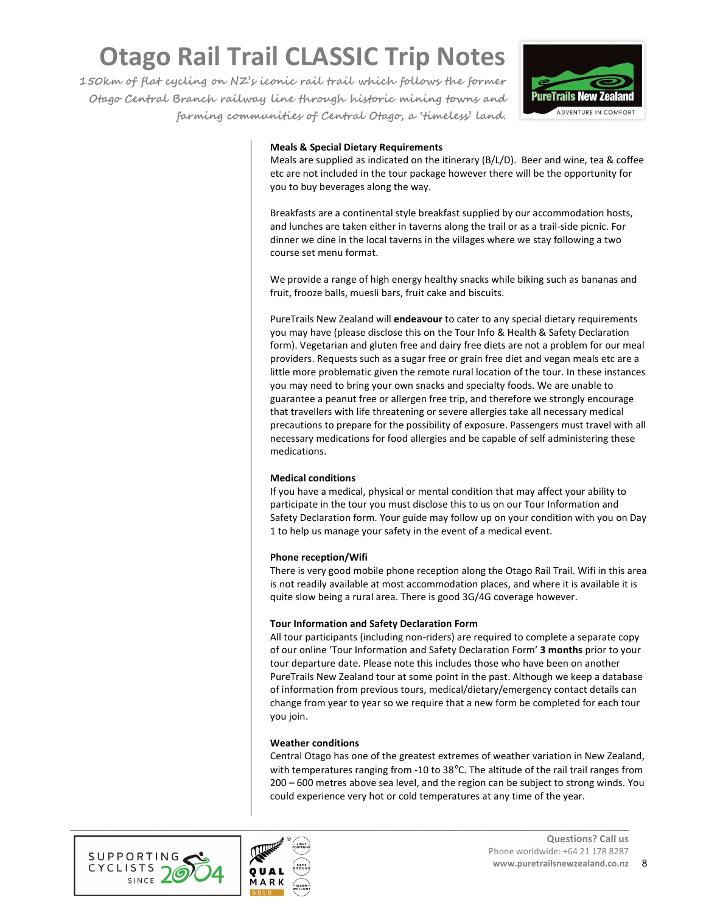### Meals & Special Dietary Requirements

Meals are supplied as indicated on the itinerary (B/L/D). Beer and wine, tea & coffee etc are not included in the tour package however there will be the opportunity for you to buy beverages along the way.

Breakfasts are a continental style breakfast supplied by our accommodation hosts, and lunches are taken either in taverns along the trail or as a trail-side picnic. For dinner we dine in the local taverns in the villages where we stay following a two course set menu format.

We provide a range of high energy healthy snacks while biking such as bananas and fruit, frooze balls, muesli bars, fruit cake and biscuits.

PureTrails New Zealand will **endeavour** to cater to any special dietary requirements you may have (please disclose this on the Tour Info & Health & Safety Declaration form). Vegetarian and gluten free and dairy free diets are not a problem for our meal providers. Requests such as a sugar free or grain free diet and vegan meals etc are a little more problematic given the remote rural location of the tour. In these instances you may need to bring your own snacks and specialty foods. We are unable to guarantee a peanut free or allergen free trip, and therefore we strongly encourage that travellers with life threatening or severe allergies take all necessary medical precautions to prepare for the possibility of exposure. Passengers must travel with all necessary medications for food allergies and be capable of self administering these medications.

### Medical conditions

If you have a medical, physical or mental condition that may affect your ability to participate in the tour you must disclose this to us on our Tour Information and Safety Declaration form. Your guide may follow up on your condition with you on Day 1 to help us manage your safety in the event of a medical event.

### Phone reception/Wifi

There is very good mobile phone reception along the Otago Rail Trail. Wifi in this area is not readily available at most accommodation places, and where it is available it is quite slow being a rural area. There is good 3G/4G coverage however.

### Tour Information and Safety Declaration Form

All tour participants (including non-riders) are required to complete a separate copy of our online 'Tour Information and Safety Declaration Form' **3 months** prior to your tour departure date. Please note this includes those who have been on another PureTrails New Zealand tour at some point in the past. Although we keep a database of information from previous tours, medical/dietary/emergency contact details can change from year to year so we require that a new form be completed for each tour you join.

### Weather conditions

Central Otago has one of the greatest extremes of weather variation in New Zealand, with temperatures ranging from -10 to 38°C. The altitude of the rail trail ranges from 200 – 600 metres above sea level, and the region can be subject to strong winds. You could experience very hot or cold temperatures at any time of the year.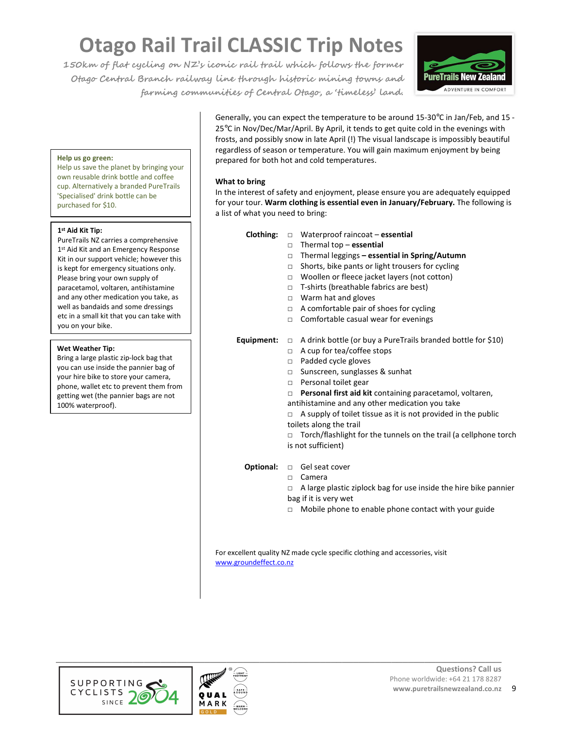# Otago Rail Trail CLASSIC Trip Notes

*150km of flat cycling on NZ's iconic rail trail which follows the former Otago Central Branch railway line through historic mining towns and farming communities of Central Otago, a 'timeless' land.*

Generally, you can expect the temperature to be around 15-30℃ in Jan/Feb, and 15 - 25℃ in Nov/Dec/Mar/April. By April, it tends to get quite cold in the evenings with frosts, and possibly snow in late April (!) The visual landscape is impossibly beautiful regardless of season or temperature. You will gain maximum enjoyment by being prepared for both hot and cold temperatures.

**What to bring**

In the interest of safety and enjoyment, please ensure you are adequately equipped for your tour. **Warm clothing is essential even in January/February.** The following is a list of what you need to bring:

**Clothing:**

- □ Waterproof raincoat – **essential**
- □ Thermal top – **essential**
- □ Thermal leggings **– essential in Spring/Autumn**
- □ Shorts, bike pants or light trousers for cycling
- □ Woollen or fleece jacket layers (not cotton)
- □ T-shirts (breathable fabrics are best)
- □ Warm hat and gloves
- □ A comfortable pair of shoes for cycling
- □ Comfortable casual wear for evenings

**Equipment:**

- □ A drink bottle (or buy a PureTrails branded bottle for $10)
- □ A cup for tea/coffee stops
- □ Padded cycle gloves
- □ Sunscreen, sunglasses & sunhat
- □ Personal toilet gear
- □ **Personal first aid kit** containing paracetamol, voltaren, antihistamine and any other medication you take
- □ A supply of toilet tissue as it is not provided in the public toilets along the trail
- □ Torch/flashlight for the tunnels on the trail (a cellphone torch is not sufficient)

**Optional:**

- □ Gel seat cover
- □ Camera
- □ A large plastic ziplock bag for use inside the hire bike pannier bag if it is very wet
- □ Mobile phone to enable phone contact with your guide

For excellent quality NZ made cycle specific clothing and accessories, visit www.groundeffect.co.nz

**Help us go green:**
Help us save the planet by bringing your own reusable drink bottle and coffee cup. Alternatively a branded PureTrails 'Specialised' drink bottle can be purchased for $10.

**1st Aid Kit Tip:**
PureTrails NZ carries a comprehensive 1st Aid Kit and an Emergency Response Kit in our support vehicle; however this is kept for emergency situations only. Please bring your own supply of paracetamol, voltaren, antihistamine and any other medication you take, as well as bandaids and some dressings etc in a small kit that you can take with you on your bike.

**Wet Weather Tip:**
Bring a large plastic zip-lock bag that you can use inside the pannier bag of your hire bike to store your camera, phone, wallet etc to prevent them from getting wet (the pannier bags are not 100% waterproof).

**Questions? Call us**
Phone worldwide: +64 21 178 8287
**www.puretrailsnewzealand.co.nz**